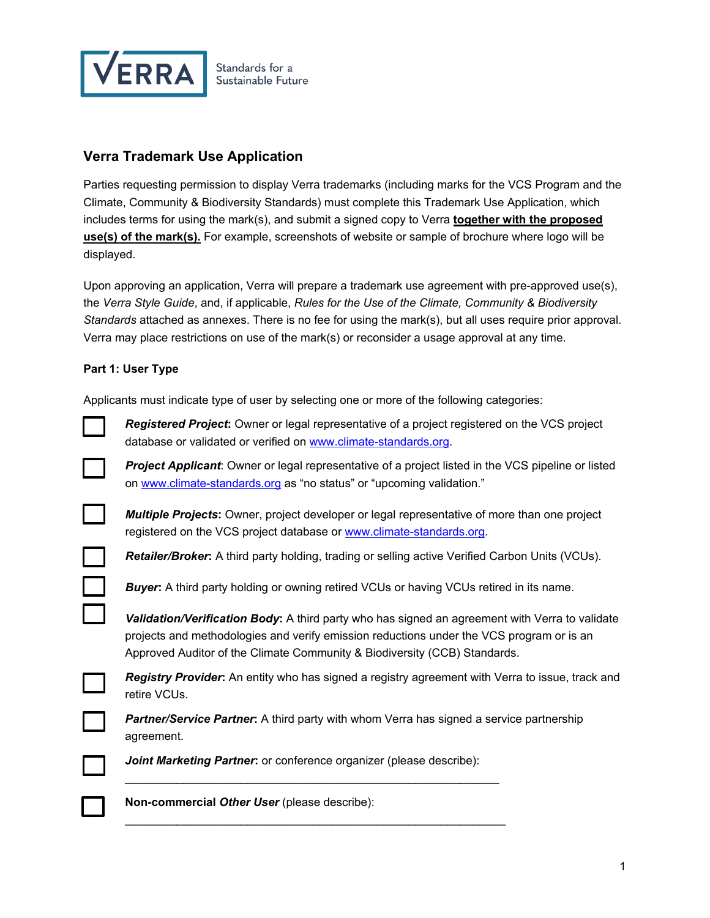## Verra Trademark Use Application

Parties requesting permission to display Verra trademarks (including marks for the VCS Program and the Climate, Community & Biodiversity Standards) must complete this Trademark Use Application, which includes terms for using the mark(s), and submit a signed copy to Verra **together with the proposed use(s) of the mark(s).** For example, screenshots of website or sample of brochure where logo will be displayed.

Upon approving an application, Verra will prepare a trademark use agreement with pre-approved use(s), the *Verra Style Guide*, and, if applicable, *Rules for the Use of the Climate, Community & Biodiversity Standards* attached as annexes. There is no fee for using the mark(s), but all uses require prior approval. Verra may place restrictions on use of the mark(s) or reconsider a usage approval at any time.

**Part 1: User Type**

Applicants must indicate type of user by selecting one or more of the following categories:

- ☐ ***Registered Project***: Owner or legal representative of a project registered on the VCS project database or validated or verified on www.climate-standards.org.
- ☐ ***Project Applicant***: Owner or legal representative of a project listed in the VCS pipeline or listed on www.climate-standards.org as "no status" or "upcoming validation."
- ☐ ***Multiple Projects***: Owner, project developer or legal representative of more than one project registered on the VCS project database or www.climate-standards.org.
- ☐ ***Retailer/Broker***: A third party holding, trading or selling active Verified Carbon Units (VCUs).
- ☐ ***Buyer***: A third party holding or owning retired VCUs or having VCUs retired in its name.
- ☐ ***Validation/Verification Body***: A third party who has signed an agreement with Verra to validate projects and methodologies and verify emission reductions under the VCS program or is an Approved Auditor of the Climate Community & Biodiversity (CCB) Standards.
- ☐ ***Registry Provider***: An entity who has signed a registry agreement with Verra to issue, track and retire VCUs.
- ☐ ***Partner/Service Partner***: A third party with whom Verra has signed a service partnership agreement.
- ☐ ***Joint Marketing Partner***: or conference organizer (please describe):
  ______________________________________________________________
- ☐ **Non-commercial *Other User*** (please describe):
  ______________________________________________________________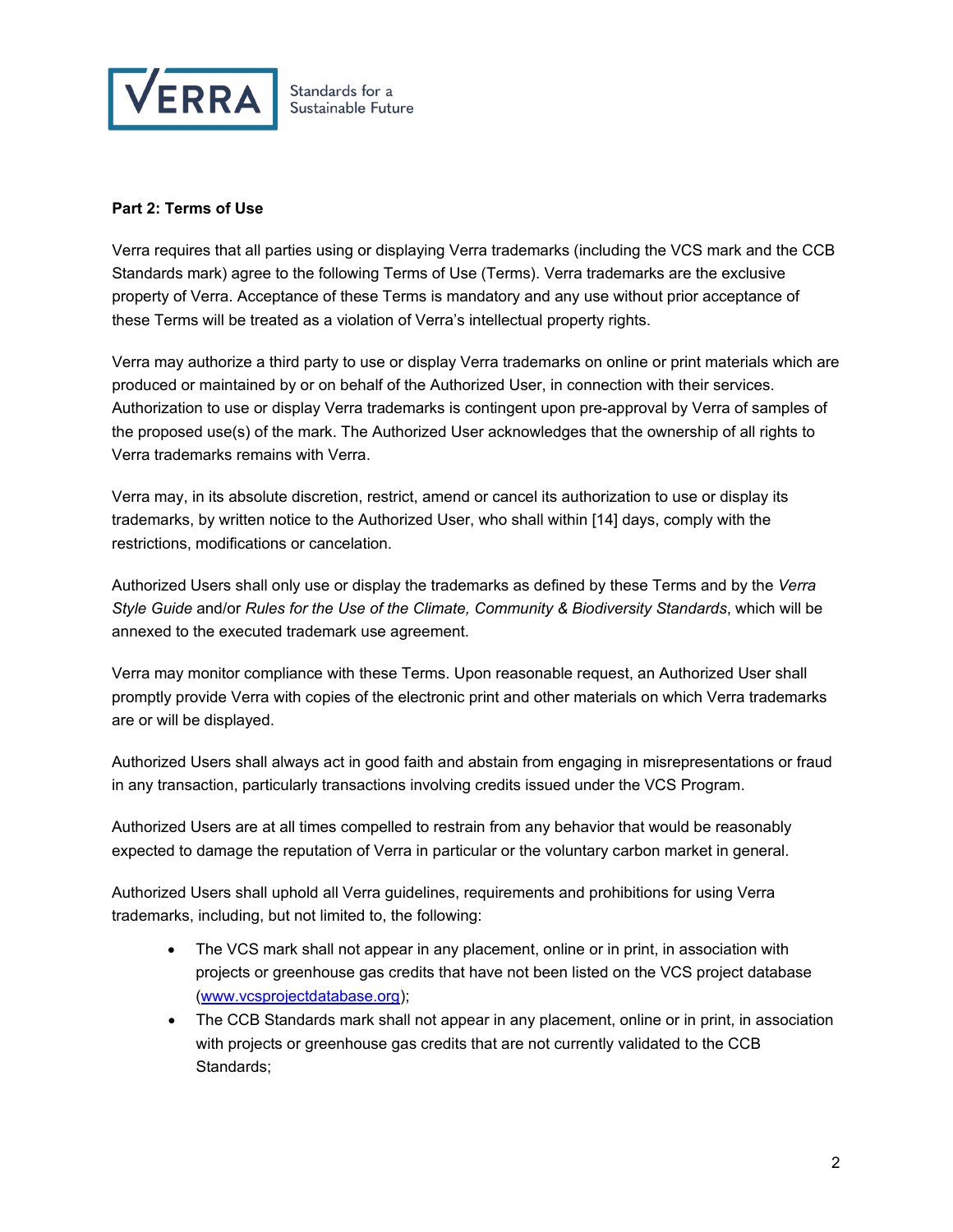**Part 2: Terms of Use**

Verra requires that all parties using or displaying Verra trademarks (including the VCS mark and the CCB Standards mark) agree to the following Terms of Use (Terms). Verra trademarks are the exclusive property of Verra. Acceptance of these Terms is mandatory and any use without prior acceptance of these Terms will be treated as a violation of Verra's intellectual property rights.

Verra may authorize a third party to use or display Verra trademarks on online or print materials which are produced or maintained by or on behalf of the Authorized User, in connection with their services. Authorization to use or display Verra trademarks is contingent upon pre-approval by Verra of samples of the proposed use(s) of the mark. The Authorized User acknowledges that the ownership of all rights to Verra trademarks remains with Verra.

Verra may, in its absolute discretion, restrict, amend or cancel its authorization to use or display its trademarks, by written notice to the Authorized User, who shall within [14] days, comply with the restrictions, modifications or cancelation.

Authorized Users shall only use or display the trademarks as defined by these Terms and by the *Verra Style Guide* and/or *Rules for the Use of the Climate, Community & Biodiversity Standards*, which will be annexed to the executed trademark use agreement.

Verra may monitor compliance with these Terms. Upon reasonable request, an Authorized User shall promptly provide Verra with copies of the electronic print and other materials on which Verra trademarks are or will be displayed.

Authorized Users shall always act in good faith and abstain from engaging in misrepresentations or fraud in any transaction, particularly transactions involving credits issued under the VCS Program.

Authorized Users are at all times compelled to restrain from any behavior that would be reasonably expected to damage the reputation of Verra in particular or the voluntary carbon market in general.

Authorized Users shall uphold all Verra guidelines, requirements and prohibitions for using Verra trademarks, including, but not limited to, the following:

- The VCS mark shall not appear in any placement, online or in print, in association with projects or greenhouse gas credits that have not been listed on the VCS project database (www.vcsprojectdatabase.org);
- The CCB Standards mark shall not appear in any placement, online or in print, in association with projects or greenhouse gas credits that are not currently validated to the CCB Standards;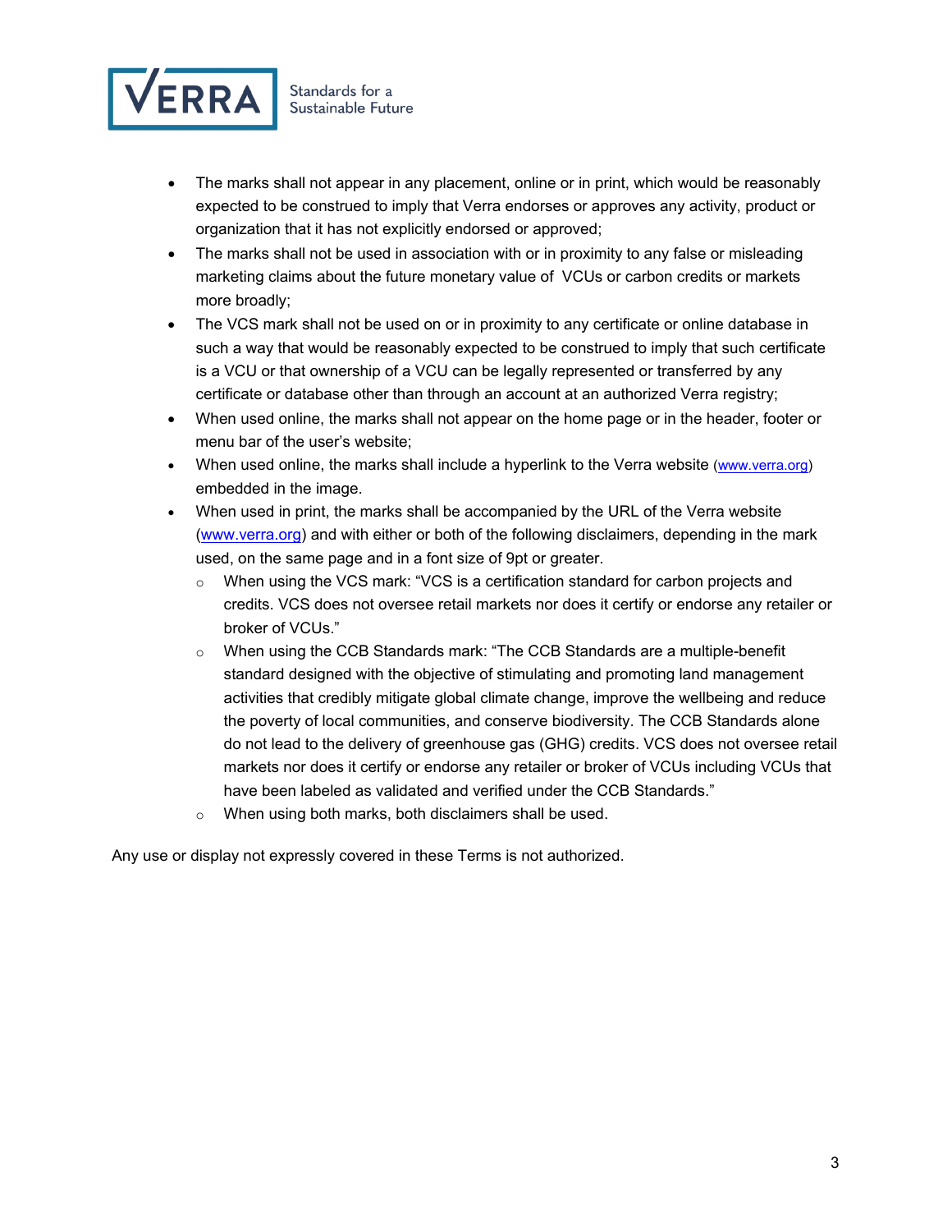- The marks shall not appear in any placement, online or in print, which would be reasonably expected to be construed to imply that Verra endorses or approves any activity, product or organization that it has not explicitly endorsed or approved;
- The marks shall not be used in association with or in proximity to any false or misleading marketing claims about the future monetary value of VCUs or carbon credits or markets more broadly;
- The VCS mark shall not be used on or in proximity to any certificate or online database in such a way that would be reasonably expected to be construed to imply that such certificate is a VCU or that ownership of a VCU can be legally represented or transferred by any certificate or database other than through an account at an authorized Verra registry;
- When used online, the marks shall not appear on the home page or in the header, footer or menu bar of the user's website;
- When used online, the marks shall include a hyperlink to the Verra website (www.verra.org) embedded in the image.
- When used in print, the marks shall be accompanied by the URL of the Verra website (www.verra.org) and with either or both of the following disclaimers, depending in the mark used, on the same page and in a font size of 9pt or greater.
  - When using the VCS mark: "VCS is a certification standard for carbon projects and credits. VCS does not oversee retail markets nor does it certify or endorse any retailer or broker of VCUs."
  - When using the CCB Standards mark: "The CCB Standards are a multiple-benefit standard designed with the objective of stimulating and promoting land management activities that credibly mitigate global climate change, improve the wellbeing and reduce the poverty of local communities, and conserve biodiversity. The CCB Standards alone do not lead to the delivery of greenhouse gas (GHG) credits. VCS does not oversee retail markets nor does it certify or endorse any retailer or broker of VCUs including VCUs that have been labeled as validated and verified under the CCB Standards."
  - When using both marks, both disclaimers shall be used.

Any use or display not expressly covered in these Terms is not authorized.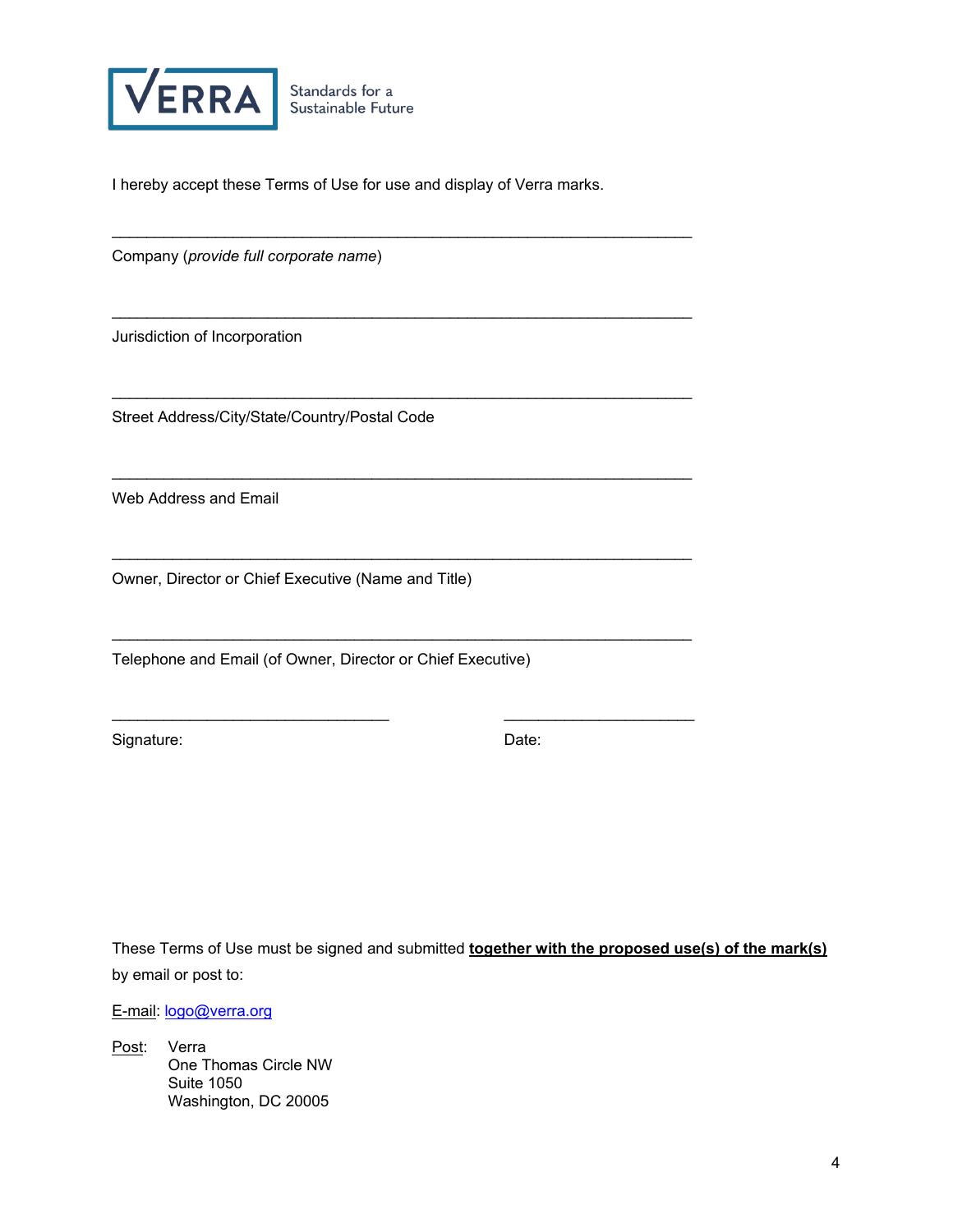I hereby accept these Terms of Use for use and display of Verra marks.

______________________________________________________________

Company (*provide full corporate name*)

______________________________________________________________

Jurisdiction of Incorporation

______________________________________________________________

Street Address/City/State/Country/Postal Code

______________________________________________________________

Web Address and Email

______________________________________________________________

Owner, Director or Chief Executive (Name and Title)

______________________________________________________________

Telephone and Email (of Owner, Director or Chief Executive)

______________________________ ____________________

Signature: Date:

These Terms of Use must be signed and submitted **together with the proposed use(s) of the mark(s)** by email or post to:

E-mail: logo@verra.org

Post: Verra
One Thomas Circle NW
Suite 1050
Washington, DC 20005